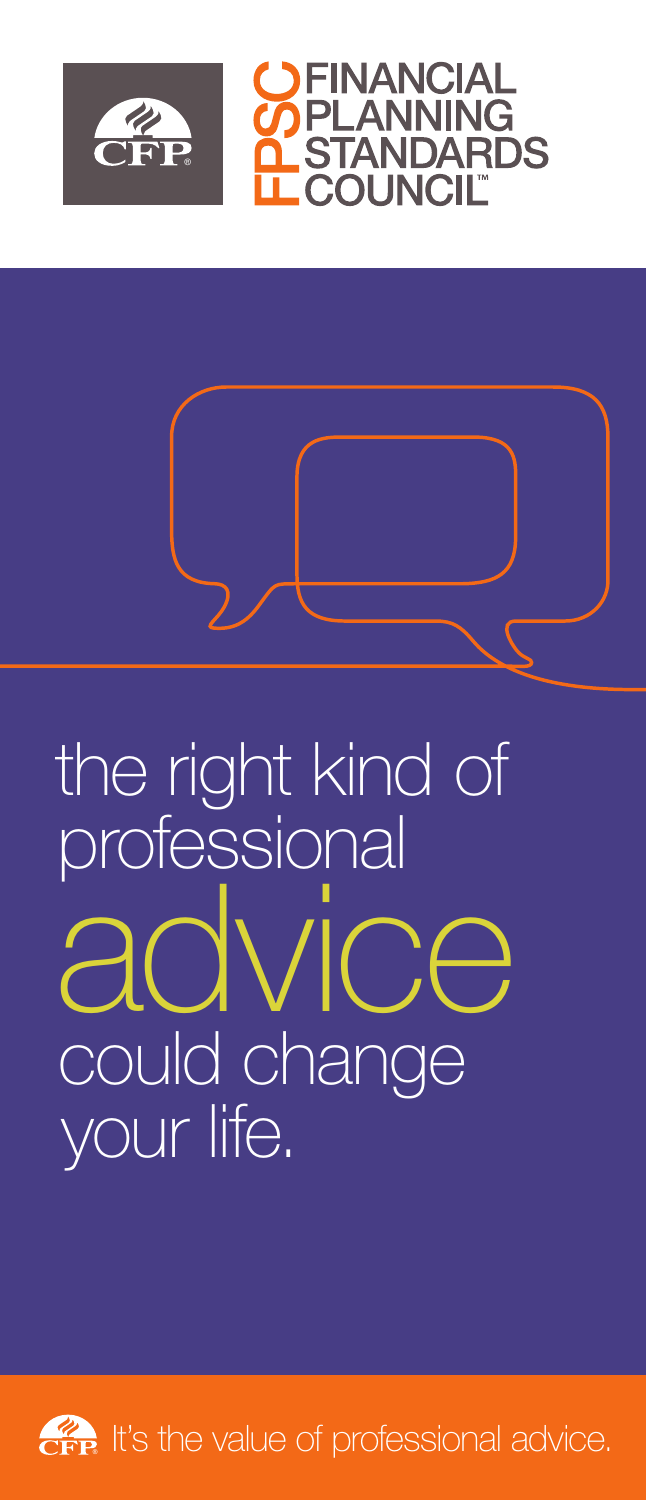FPSC FINANCIAL PLANNING STANDARDS COUNCIL™

# the right kind of professional advice could change your life.

It's the value of professional advice.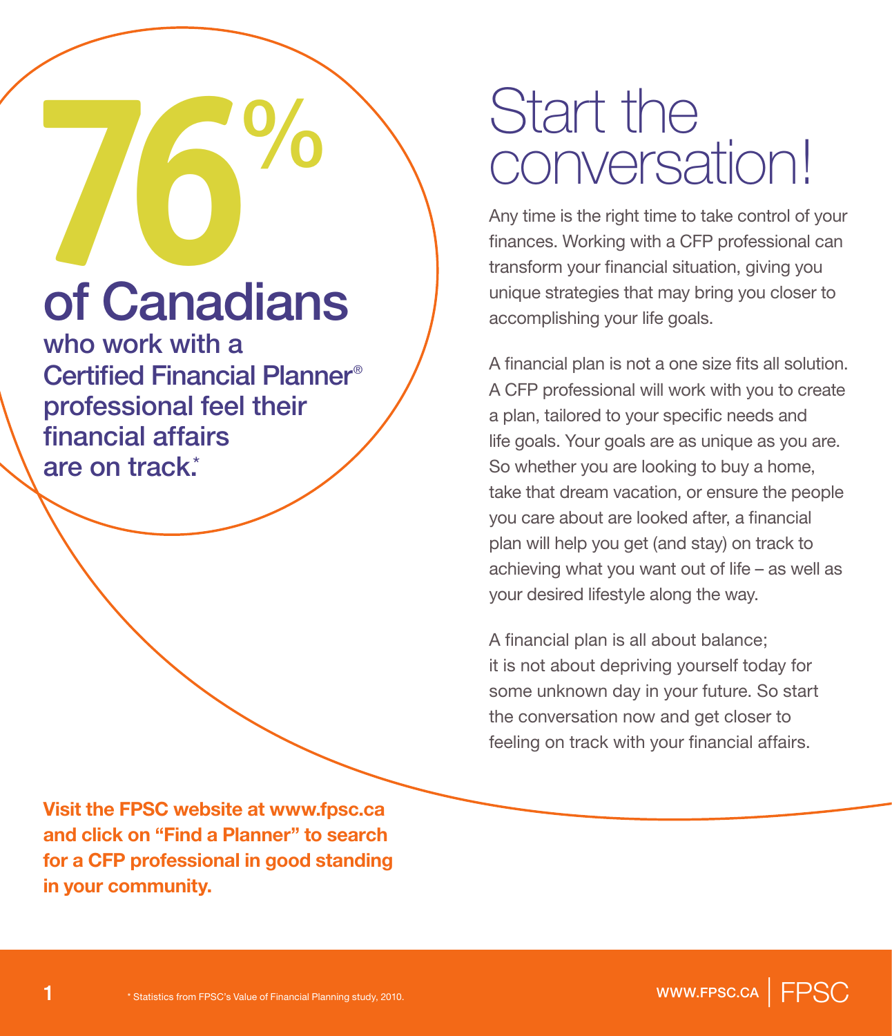# 76%

## of Canadians

**who work with a Certified Financial Planner® professional feel their financial affairs are on track.***

# Start the conversation!

Any time is the right time to take control of your finances. Working with a CFP professional can transform your financial situation, giving you unique strategies that may bring you closer to accomplishing your life goals.

A financial plan is not a one size fits all solution. A CFP professional will work with you to create a plan, tailored to your specific needs and life goals. Your goals are as unique as you are. So whether you are looking to buy a home, take that dream vacation, or ensure the people you care about are looked after, a financial plan will help you get (and stay) on track to achieving what you want out of life – as well as your desired lifestyle along the way.

A financial plan is all about balance; it is not about depriving yourself today for some unknown day in your future. So start the conversation now and get closer to feeling on track with your financial affairs.

**Visit the FPSC website at www.fpsc.ca and click on "Find a Planner" to search for a CFP professional in good standing in your community.**

* Statistics from FPSC's Value of Financial Planning study, 2010.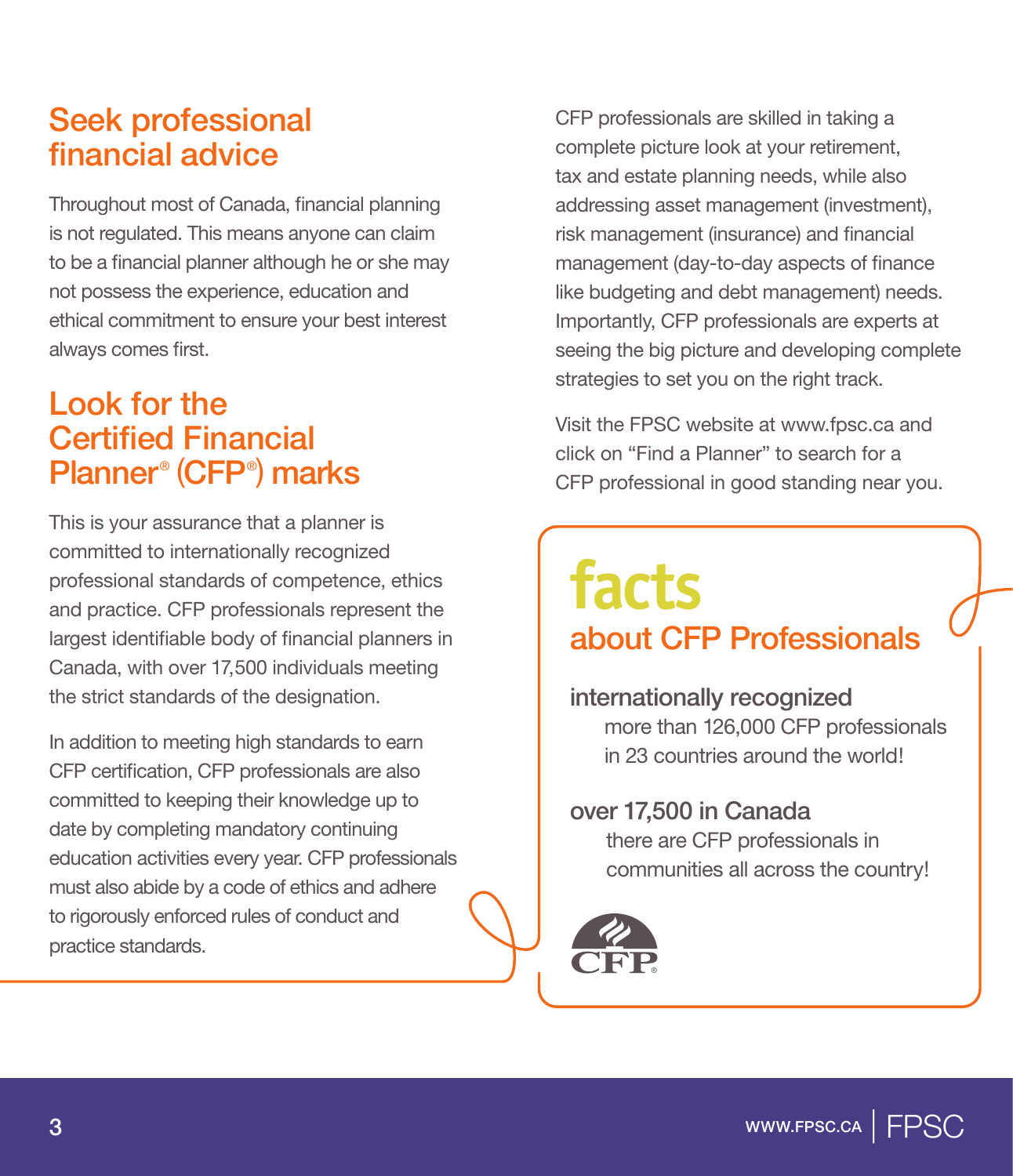## Seek professional financial advice

Throughout most of Canada, financial planning is not regulated. This means anyone can claim to be a financial planner although he or she may not possess the experience, education and ethical commitment to ensure your best interest always comes first.

## Look for the Certified Financial Planner® (CFP®) marks

This is your assurance that a planner is committed to internationally recognized professional standards of competence, ethics and practice. CFP professionals represent the largest identifiable body of financial planners in Canada, with over 17,500 individuals meeting the strict standards of the designation.

In addition to meeting high standards to earn CFP certification, CFP professionals are also committed to keeping their knowledge up to date by completing mandatory continuing education activities every year. CFP professionals must also abide by a code of ethics and adhere to rigorously enforced rules of conduct and practice standards.

CFP professionals are skilled in taking a complete picture look at your retirement, tax and estate planning needs, while also addressing asset management (investment), risk management (insurance) and financial management (day-to-day aspects of finance like budgeting and debt management) needs. Importantly, CFP professionals are experts at seeing the big picture and developing complete strategies to set you on the right track.

Visit the FPSC website at www.fpsc.ca and click on "Find a Planner" to search for a CFP professional in good standing near you.

## facts about CFP Professionals

**internationally recognized**
more than 126,000 CFP professionals in 23 countries around the world!

**over 17,500 in Canada**
there are CFP professionals in communities all across the country!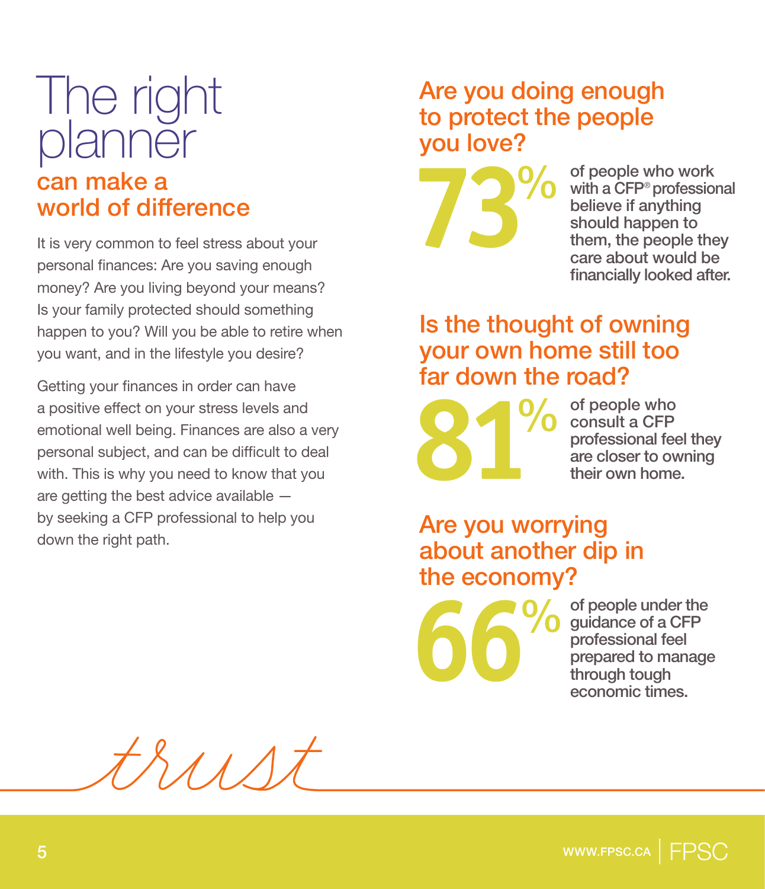# The right planner

## can make a world of difference

It is very common to feel stress about your personal finances: Are you saving enough money? Are you living beyond your means? Is your family protected should something happen to you? Will you be able to retire when you want, and in the lifestyle you desire?

Getting your finances in order can have a positive effect on your stress levels and emotional well being. Finances are also a very personal subject, and can be difficult to deal with. This is why you need to know that you are getting the best advice available — by seeking a CFP professional to help you down the right path.

## Are you doing enough to protect the people you love?

**73%** of people who work with a CFP® professional believe if anything should happen to them, the people they care about would be financially looked after.

## Is the thought of owning your own home still too far down the road?

**81%** of people who consult a CFP professional feel they are closer to owning their own home.

## Are you worrying about another dip in the economy?

**66%** of people under the guidance of a CFP professional feel prepared to manage through tough economic times.

*trust*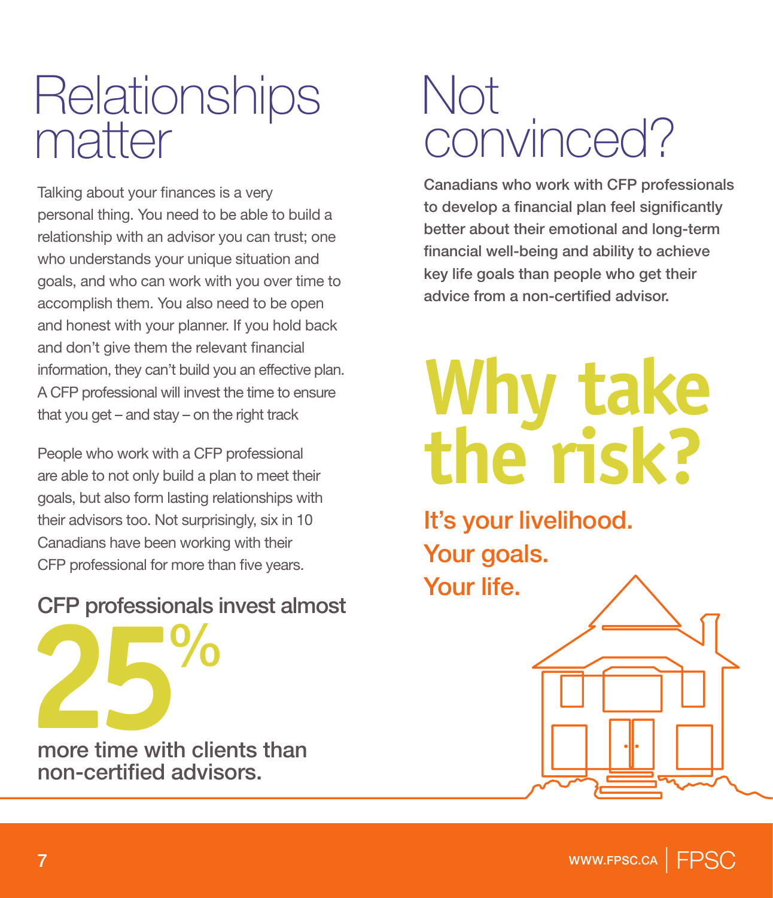# Relationships matter

Talking about your finances is a very personal thing. You need to be able to build a relationship with an advisor you can trust; one who understands your unique situation and goals, and who can work with you over time to accomplish them. You also need to be open and honest with your planner. If you hold back and don't give them the relevant financial information, they can't build you an effective plan. A CFP professional will invest the time to ensure that you get – and stay – on the right track

People who work with a CFP professional are able to not only build a plan to meet their goals, but also form lasting relationships with their advisors too. Not surprisingly, six in 10 Canadians have been working with their CFP professional for more than five years.

**CFP professionals invest almost**

**25%**

**more time with clients than non-certified advisors.**

# Not convinced?

**Canadians who work with CFP professionals to develop a financial plan feel significantly better about their emotional and long-term financial well-being and ability to achieve key life goals than people who get their advice from a non-certified advisor.**

# Why take the risk?

**It's your livelihood.**
**Your goals.**
**Your life.**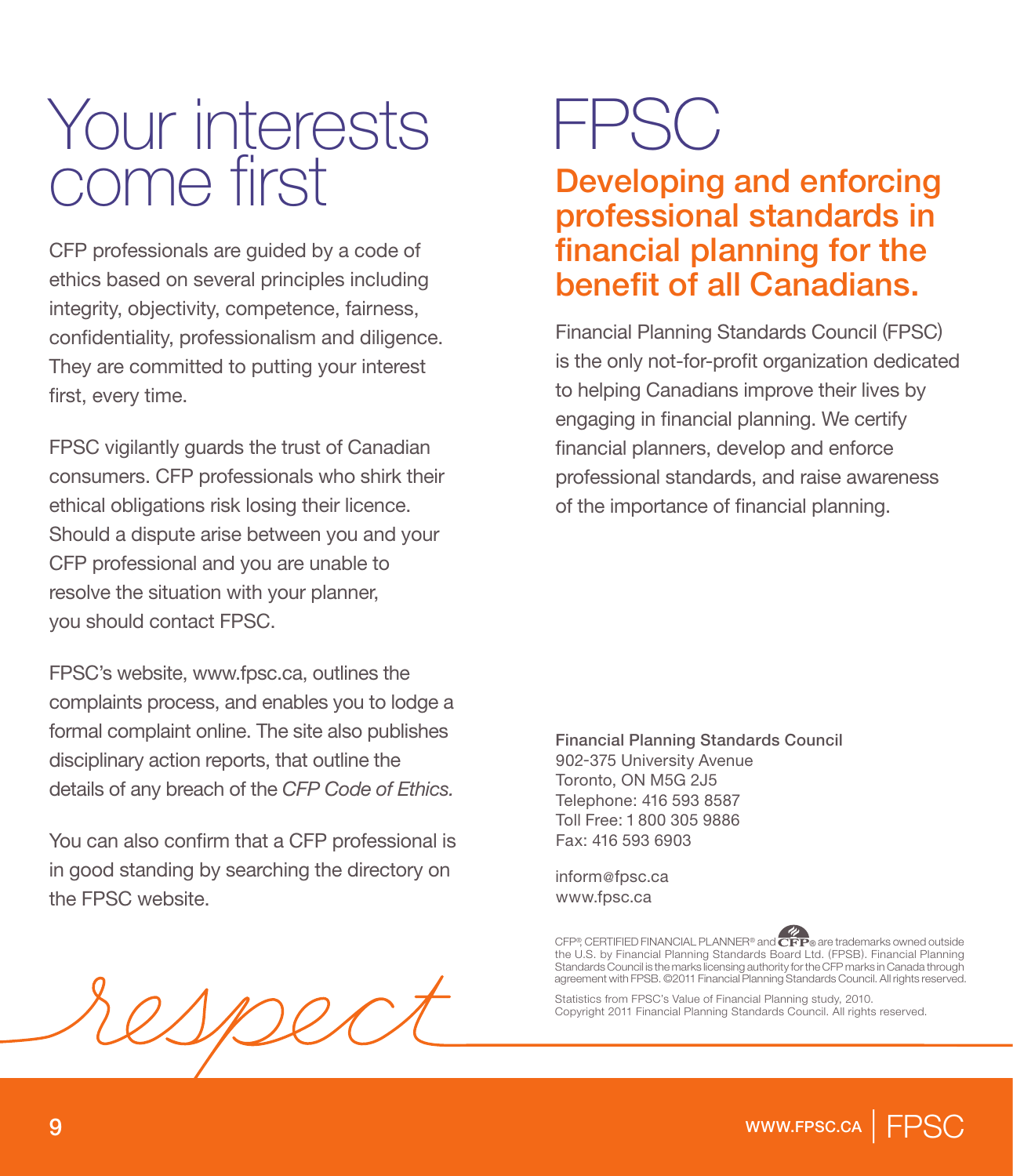# Your interests come first

CFP professionals are guided by a code of ethics based on several principles including integrity, objectivity, competence, fairness, confidentiality, professionalism and diligence. They are committed to putting your interest first, every time.

FPSC vigilantly guards the trust of Canadian consumers. CFP professionals who shirk their ethical obligations risk losing their licence. Should a dispute arise between you and your CFP professional and you are unable to resolve the situation with your planner, you should contact FPSC.

FPSC's website, www.fpsc.ca, outlines the complaints process, and enables you to lodge a formal complaint online. The site also publishes disciplinary action reports, that outline the details of any breach of the *CFP Code of Ethics.*

You can also confirm that a CFP professional is in good standing by searching the directory on the FPSC website.

respect

# FPSC

## Developing and enforcing professional standards in financial planning for the benefit of all Canadians.

Financial Planning Standards Council (FPSC) is the only not-for-profit organization dedicated to helping Canadians improve their lives by engaging in financial planning. We certify financial planners, develop and enforce professional standards, and raise awareness of the importance of financial planning.

**Financial Planning Standards Council**
902-375 University Avenue
Toronto, ON M5G 2J5
Telephone: 416 593 8587
Toll Free: 1 800 305 9886
Fax: 416 593 6903

inform@fpsc.ca
www.fpsc.ca

CFP®, CERTIFIED FINANCIAL PLANNER® and CFP® are trademarks owned outside the U.S. by Financial Planning Standards Board Ltd. (FPSB). Financial Planning Standards Council is the marks licensing authority for the CFP marks in Canada through agreement with FPSB. ©2011 Financial Planning Standards Council. All rights reserved.

Statistics from FPSC's Value of Financial Planning study, 2010.
Copyright 2011 Financial Planning Standards Council. All rights reserved.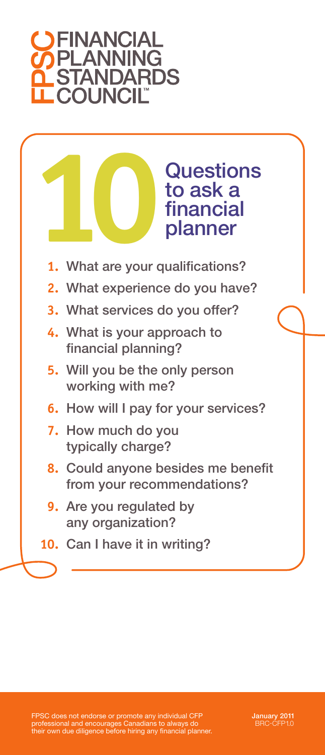FINANCIAL PLANNING STANDARDS COUNCIL™

# 10 Questions to ask a financial planner

1. What are your qualifications?
2. What experience do you have?
3. What services do you offer?
4. What is your approach to financial planning?
5. Will you be the only person working with me?
6. How will I pay for your services?
7. How much do you typically charge?
8. Could anyone besides me benefit from your recommendations?
9. Are you regulated by any organization?
10. Can I have it in writing?

FPSC does not endorse or promote any individual CFP professional and encourages Canadians to always do their own due diligence before hiring any financial planner.

January 2011
BRC-CFP1.0